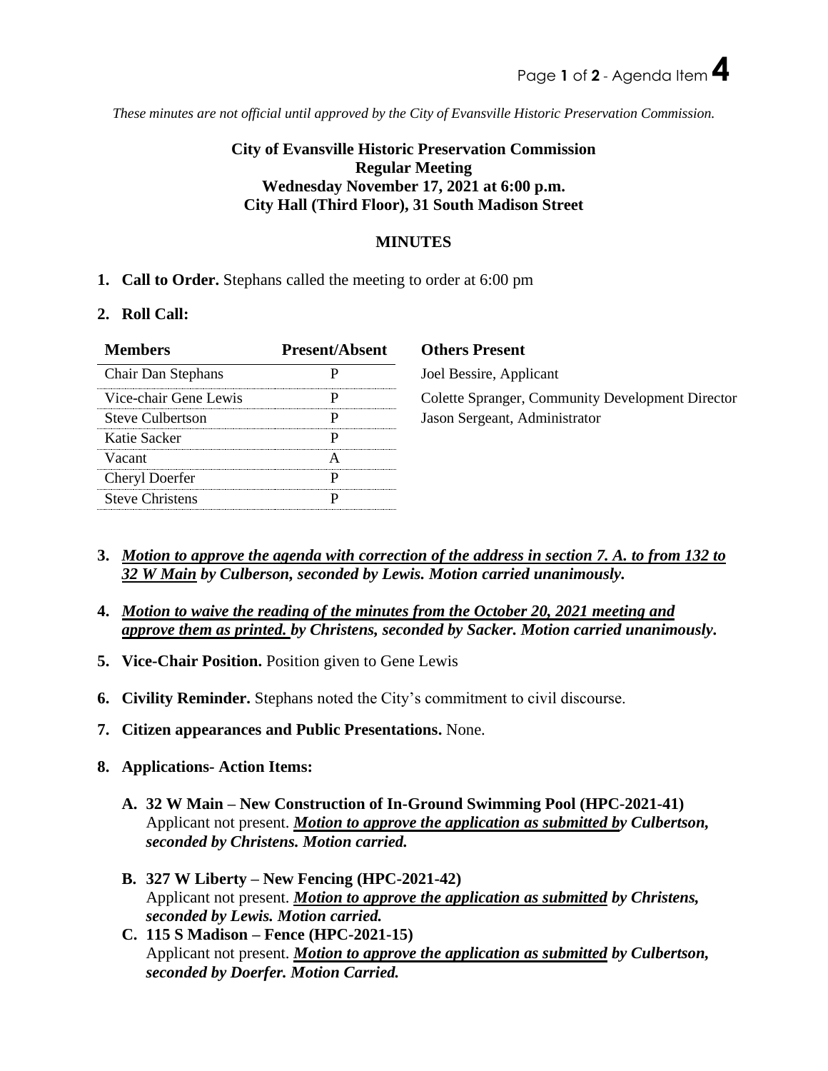*These minutes are not official until approved by the City of Evansville Historic Preservation Commission.*

**City of Evansville Historic Preservation Commission**
**Regular Meeting**
**Wednesday November 17, 2021 at 6:00 p.m.**
**City Hall (Third Floor), 31 South Madison Street**

**MINUTES**

1. **Call to Order.** Stephans called the meeting to order at 6:00 pm

2. **Roll Call:**

| Members | Present/Absent |
|---|---|
| Chair Dan Stephans | P |
| Vice-chair Gene Lewis | P |
| Steve Culbertson | P |
| Katie Sacker | P |
| Vacant | A |
| Cheryl Doerfer | P |
| Steve Christens | P |

**Others Present**

Joel Bessire, Applicant
Colette Spranger, Community Development Director
Jason Sergeant, Administrator

3. ***Motion to approve the agenda with correction of the address in section 7. A. to from 132 to 32 W Main by Culberson, seconded by Lewis. Motion carried unanimously.***

4. ***Motion to waive the reading of the minutes from the October 20, 2021 meeting and approve them as printed. by Christens, seconded by Sacker. Motion carried unanimously.***

5. **Vice-Chair Position.** Position given to Gene Lewis

6. **Civility Reminder.** Stephans noted the City's commitment to civil discourse.

7. **Citizen appearances and Public Presentations.** None.

8. **Applications- Action Items:**

   **A. 32 W Main – New Construction of In-Ground Swimming Pool (HPC-2021-41)**
   Applicant not present. ***Motion to approve the application as submitted by Culbertson, seconded by Christens. Motion carried.***

   **B. 327 W Liberty – New Fencing (HPC-2021-42)**
   Applicant not present. ***Motion to approve the application as submitted by Christens, seconded by Lewis. Motion carried.***

   **C. 115 S Madison – Fence (HPC-2021-15)**
   Applicant not present. ***Motion to approve the application as submitted by Culbertson, seconded by Doerfer. Motion Carried.***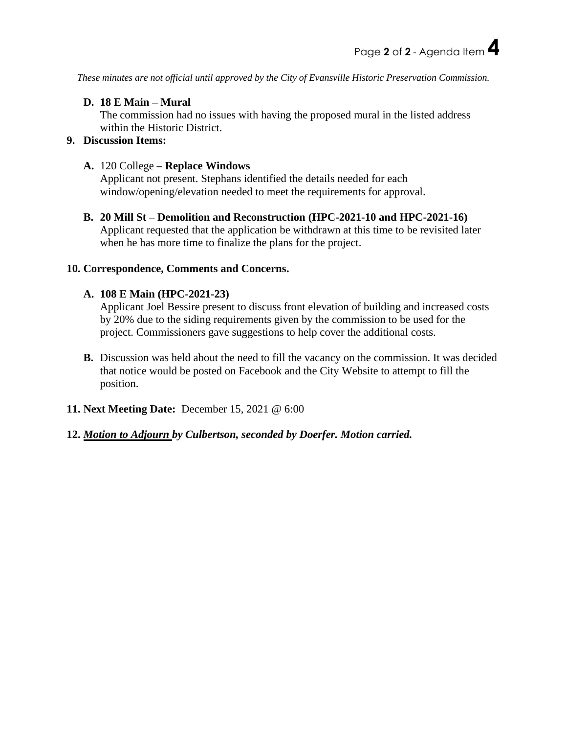*These minutes are not official until approved by the City of Evansville Historic Preservation Commission.*

**D. 18 E Main – Mural**
The commission had no issues with having the proposed mural in the listed address within the Historic District.

**9. Discussion Items:**

**A.** 120 College **– Replace Windows**
Applicant not present. Stephans identified the details needed for each window/opening/elevation needed to meet the requirements for approval.

**B. 20 Mill St – Demolition and Reconstruction (HPC-2021-10 and HPC-2021-16)**
Applicant requested that the application be withdrawn at this time to be revisited later when he has more time to finalize the plans for the project.

**10. Correspondence, Comments and Concerns.**

**A. 108 E Main (HPC-2021-23)**
Applicant Joel Bessire present to discuss front elevation of building and increased costs by 20% due to the siding requirements given by the commission to be used for the project. Commissioners gave suggestions to help cover the additional costs.

**B.** Discussion was held about the need to fill the vacancy on the commission. It was decided that notice would be posted on Facebook and the City Website to attempt to fill the position.

**11. Next Meeting Date:** December 15, 2021 @ 6:00

**12. *Motion to Adjourn by Culbertson, seconded by Doerfer. Motion carried.***